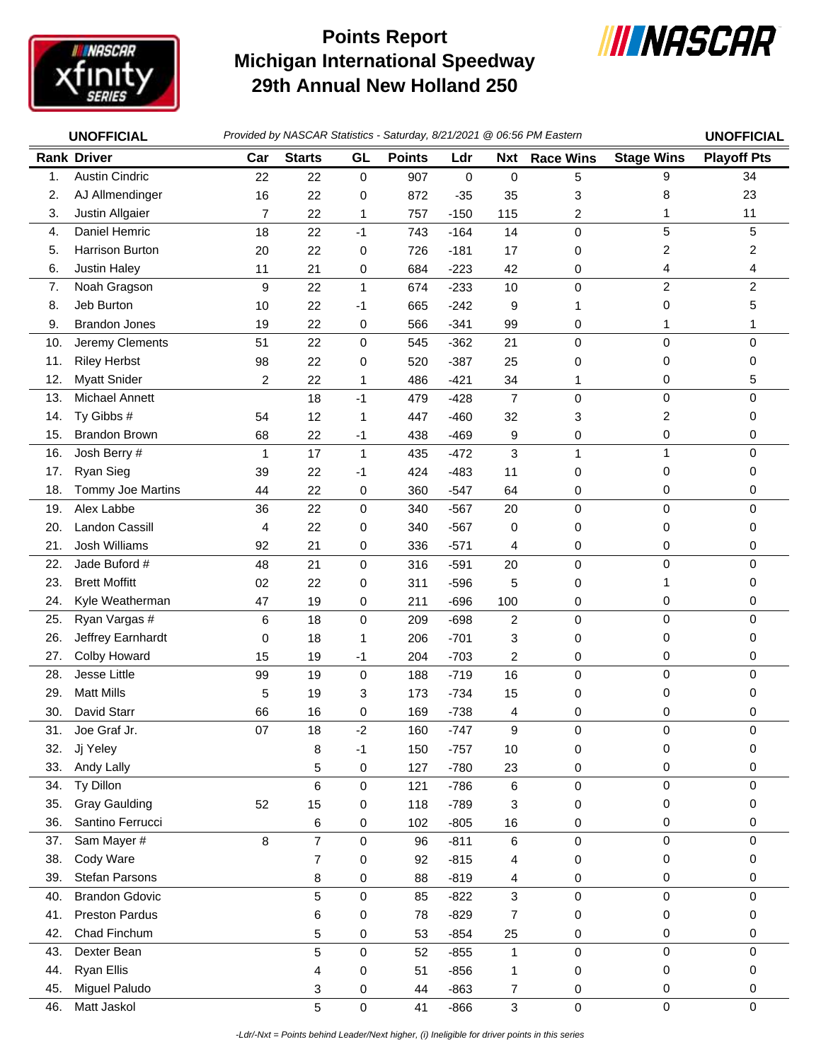# Points Report
# Michigan International Speedway
# 29th Annual New Holland 250

**UNOFFICIAL** *Provided by NASCAR Statistics - Saturday, 8/21/2021 @ 06:56 PM Eastern* **UNOFFICIAL**

| Rank | Driver | Car | Starts | GL | Points | Ldr | Nxt | Race Wins | Stage Wins | Playoff Pts |
|---|---|---|---|---|---|---|---|---|---|---|
| 1. | Austin Cindric | 22 | 22 | 0 | 907 | 0 | 0 | 5 | 9 | 34 |
| 2. | AJ Allmendinger | 16 | 22 | 0 | 872 | -35 | 35 | 3 | 8 | 23 |
| 3. | Justin Allgaier | 7 | 22 | 1 | 757 | -150 | 115 | 2 | 1 | 11 |
| 4. | Daniel Hemric | 18 | 22 | -1 | 743 | -164 | 14 | 0 | 5 | 5 |
| 5. | Harrison Burton | 20 | 22 | 0 | 726 | -181 | 17 | 0 | 2 | 2 |
| 6. | Justin Haley | 11 | 21 | 0 | 684 | -223 | 42 | 0 | 4 | 4 |
| 7. | Noah Gragson | 9 | 22 | 1 | 674 | -233 | 10 | 0 | 2 | 2 |
| 8. | Jeb Burton | 10 | 22 | -1 | 665 | -242 | 9 | 1 | 0 | 5 |
| 9. | Brandon Jones | 19 | 22 | 0 | 566 | -341 | 99 | 0 | 1 | 1 |
| 10. | Jeremy Clements | 51 | 22 | 0 | 545 | -362 | 21 | 0 | 0 | 0 |
| 11. | Riley Herbst | 98 | 22 | 0 | 520 | -387 | 25 | 0 | 0 | 0 |
| 12. | Myatt Snider | 2 | 22 | 1 | 486 | -421 | 34 | 1 | 0 | 5 |
| 13. | Michael Annett | | 18 | -1 | 479 | -428 | 7 | 0 | 0 | 0 |
| 14. | Ty Gibbs # | 54 | 12 | 1 | 447 | -460 | 32 | 3 | 2 | 0 |
| 15. | Brandon Brown | 68 | 22 | -1 | 438 | -469 | 9 | 0 | 0 | 0 |
| 16. | Josh Berry # | 1 | 17 | 1 | 435 | -472 | 3 | 1 | 1 | 0 |
| 17. | Ryan Sieg | 39 | 22 | -1 | 424 | -483 | 11 | 0 | 0 | 0 |
| 18. | Tommy Joe Martins | 44 | 22 | 0 | 360 | -547 | 64 | 0 | 0 | 0 |
| 19. | Alex Labbe | 36 | 22 | 0 | 340 | -567 | 20 | 0 | 0 | 0 |
| 20. | Landon Cassill | 4 | 22 | 0 | 340 | -567 | 0 | 0 | 0 | 0 |
| 21. | Josh Williams | 92 | 21 | 0 | 336 | -571 | 4 | 0 | 0 | 0 |
| 22. | Jade Buford # | 48 | 21 | 0 | 316 | -591 | 20 | 0 | 0 | 0 |
| 23. | Brett Moffitt | 02 | 22 | 0 | 311 | -596 | 5 | 0 | 1 | 0 |
| 24. | Kyle Weatherman | 47 | 19 | 0 | 211 | -696 | 100 | 0 | 0 | 0 |
| 25. | Ryan Vargas # | 6 | 18 | 0 | 209 | -698 | 2 | 0 | 0 | 0 |
| 26. | Jeffrey Earnhardt | 0 | 18 | 1 | 206 | -701 | 3 | 0 | 0 | 0 |
| 27. | Colby Howard | 15 | 19 | -1 | 204 | -703 | 2 | 0 | 0 | 0 |
| 28. | Jesse Little | 99 | 19 | 0 | 188 | -719 | 16 | 0 | 0 | 0 |
| 29. | Matt Mills | 5 | 19 | 3 | 173 | -734 | 15 | 0 | 0 | 0 |
| 30. | David Starr | 66 | 16 | 0 | 169 | -738 | 4 | 0 | 0 | 0 |
| 31. | Joe Graf Jr. | 07 | 18 | -2 | 160 | -747 | 9 | 0 | 0 | 0 |
| 32. | Jj Yeley | | 8 | -1 | 150 | -757 | 10 | 0 | 0 | 0 |
| 33. | Andy Lally | | 5 | 0 | 127 | -780 | 23 | 0 | 0 | 0 |
| 34. | Ty Dillon | | 6 | 0 | 121 | -786 | 6 | 0 | 0 | 0 |
| 35. | Gray Gaulding | 52 | 15 | 0 | 118 | -789 | 3 | 0 | 0 | 0 |
| 36. | Santino Ferrucci | | 6 | 0 | 102 | -805 | 16 | 0 | 0 | 0 |
| 37. | Sam Mayer # | 8 | 7 | 0 | 96 | -811 | 6 | 0 | 0 | 0 |
| 38. | Cody Ware | | 7 | 0 | 92 | -815 | 4 | 0 | 0 | 0 |
| 39. | Stefan Parsons | | 8 | 0 | 88 | -819 | 4 | 0 | 0 | 0 |
| 40. | Brandon Gdovic | | 5 | 0 | 85 | -822 | 3 | 0 | 0 | 0 |
| 41. | Preston Pardus | | 6 | 0 | 78 | -829 | 7 | 0 | 0 | 0 |
| 42. | Chad Finchum | | 5 | 0 | 53 | -854 | 25 | 0 | 0 | 0 |
| 43. | Dexter Bean | | 5 | 0 | 52 | -855 | 1 | 0 | 0 | 0 |
| 44. | Ryan Ellis | | 4 | 0 | 51 | -856 | 1 | 0 | 0 | 0 |
| 45. | Miguel Paludo | | 3 | 0 | 44 | -863 | 7 | 0 | 0 | 0 |
| 46. | Matt Jaskol | | 5 | 0 | 41 | -866 | 3 | 0 | 0 | 0 |

*-Ldr/-Nxt = Points behind Leader/Next higher, (i) Ineligible for driver points in this series*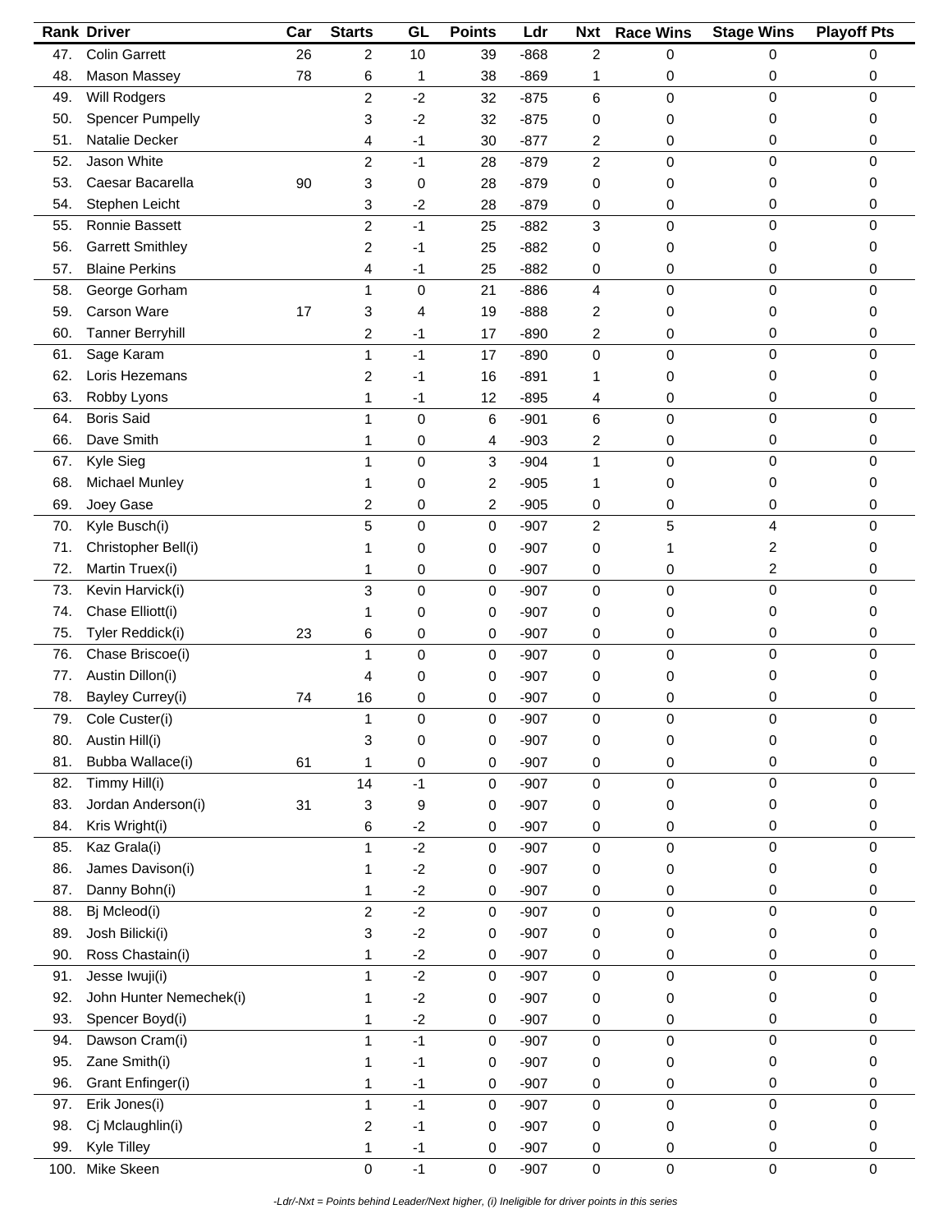| Rank | Driver | Car | Starts | GL | Points | Ldr | Nxt | Race Wins | Stage Wins | Playoff Pts |
|---|---|---|---|---|---|---|---|---|---|---|
| 47. | Colin Garrett | 26 | 2 | 10 | 39 | -868 | 2 | 0 | 0 | 0 |
| 48. | Mason Massey | 78 | 6 | 1 | 38 | -869 | 1 | 0 | 0 | 0 |
| 49. | Will Rodgers | | 2 | -2 | 32 | -875 | 6 | 0 | 0 | 0 |
| 50. | Spencer Pumpelly | | 3 | -2 | 32 | -875 | 0 | 0 | 0 | 0 |
| 51. | Natalie Decker | | 4 | -1 | 30 | -877 | 2 | 0 | 0 | 0 |
| 52. | Jason White | | 2 | -1 | 28 | -879 | 2 | 0 | 0 | 0 |
| 53. | Caesar Bacarella | 90 | 3 | 0 | 28 | -879 | 0 | 0 | 0 | 0 |
| 54. | Stephen Leicht | | 3 | -2 | 28 | -879 | 0 | 0 | 0 | 0 |
| 55. | Ronnie Bassett | | 2 | -1 | 25 | -882 | 3 | 0 | 0 | 0 |
| 56. | Garrett Smithley | | 2 | -1 | 25 | -882 | 0 | 0 | 0 | 0 |
| 57. | Blaine Perkins | | 4 | -1 | 25 | -882 | 0 | 0 | 0 | 0 |
| 58. | George Gorham | | 1 | 0 | 21 | -886 | 4 | 0 | 0 | 0 |
| 59. | Carson Ware | 17 | 3 | 4 | 19 | -888 | 2 | 0 | 0 | 0 |
| 60. | Tanner Berryhill | | 2 | -1 | 17 | -890 | 2 | 0 | 0 | 0 |
| 61. | Sage Karam | | 1 | -1 | 17 | -890 | 0 | 0 | 0 | 0 |
| 62. | Loris Hezemans | | 2 | -1 | 16 | -891 | 1 | 0 | 0 | 0 |
| 63. | Robby Lyons | | 1 | -1 | 12 | -895 | 4 | 0 | 0 | 0 |
| 64. | Boris Said | | 1 | 0 | 6 | -901 | 6 | 0 | 0 | 0 |
| 66. | Dave Smith | | 1 | 0 | 4 | -903 | 2 | 0 | 0 | 0 |
| 67. | Kyle Sieg | | 1 | 0 | 3 | -904 | 1 | 0 | 0 | 0 |
| 68. | Michael Munley | | 1 | 0 | 2 | -905 | 1 | 0 | 0 | 0 |
| 69. | Joey Gase | | 2 | 0 | 2 | -905 | 0 | 0 | 0 | 0 |
| 70. | Kyle Busch(i) | | 5 | 0 | 0 | -907 | 2 | 5 | 4 | 0 |
| 71. | Christopher Bell(i) | | 1 | 0 | 0 | -907 | 0 | 1 | 2 | 0 |
| 72. | Martin Truex(i) | | 1 | 0 | 0 | -907 | 0 | 0 | 2 | 0 |
| 73. | Kevin Harvick(i) | | 3 | 0 | 0 | -907 | 0 | 0 | 0 | 0 |
| 74. | Chase Elliott(i) | | 1 | 0 | 0 | -907 | 0 | 0 | 0 | 0 |
| 75. | Tyler Reddick(i) | 23 | 6 | 0 | 0 | -907 | 0 | 0 | 0 | 0 |
| 76. | Chase Briscoe(i) | | 1 | 0 | 0 | -907 | 0 | 0 | 0 | 0 |
| 77. | Austin Dillon(i) | | 4 | 0 | 0 | -907 | 0 | 0 | 0 | 0 |
| 78. | Bayley Currey(i) | 74 | 16 | 0 | 0 | -907 | 0 | 0 | 0 | 0 |
| 79. | Cole Custer(i) | | 1 | 0 | 0 | -907 | 0 | 0 | 0 | 0 |
| 80. | Austin Hill(i) | | 3 | 0 | 0 | -907 | 0 | 0 | 0 | 0 |
| 81. | Bubba Wallace(i) | 61 | 1 | 0 | 0 | -907 | 0 | 0 | 0 | 0 |
| 82. | Timmy Hill(i) | | 14 | -1 | 0 | -907 | 0 | 0 | 0 | 0 |
| 83. | Jordan Anderson(i) | 31 | 3 | 9 | 0 | -907 | 0 | 0 | 0 | 0 |
| 84. | Kris Wright(i) | | 6 | -2 | 0 | -907 | 0 | 0 | 0 | 0 |
| 85. | Kaz Grala(i) | | 1 | -2 | 0 | -907 | 0 | 0 | 0 | 0 |
| 86. | James Davison(i) | | 1 | -2 | 0 | -907 | 0 | 0 | 0 | 0 |
| 87. | Danny Bohn(i) | | 1 | -2 | 0 | -907 | 0 | 0 | 0 | 0 |
| 88. | Bj Mcleod(i) | | 2 | -2 | 0 | -907 | 0 | 0 | 0 | 0 |
| 89. | Josh Bilicki(i) | | 3 | -2 | 0 | -907 | 0 | 0 | 0 | 0 |
| 90. | Ross Chastain(i) | | 1 | -2 | 0 | -907 | 0 | 0 | 0 | 0 |
| 91. | Jesse Iwuji(i) | | 1 | -2 | 0 | -907 | 0 | 0 | 0 | 0 |
| 92. | John Hunter Nemechek(i) | | 1 | -2 | 0 | -907 | 0 | 0 | 0 | 0 |
| 93. | Spencer Boyd(i) | | 1 | -2 | 0 | -907 | 0 | 0 | 0 | 0 |
| 94. | Dawson Cram(i) | | 1 | -1 | 0 | -907 | 0 | 0 | 0 | 0 |
| 95. | Zane Smith(i) | | 1 | -1 | 0 | -907 | 0 | 0 | 0 | 0 |
| 96. | Grant Enfinger(i) | | 1 | -1 | 0 | -907 | 0 | 0 | 0 | 0 |
| 97. | Erik Jones(i) | | 1 | -1 | 0 | -907 | 0 | 0 | 0 | 0 |
| 98. | Cj Mclaughlin(i) | | 2 | -1 | 0 | -907 | 0 | 0 | 0 | 0 |
| 99. | Kyle Tilley | | 1 | -1 | 0 | -907 | 0 | 0 | 0 | 0 |
| 100. | Mike Skeen | | 0 | -1 | 0 | -907 | 0 | 0 | 0 | 0 |

*-Ldr/-Nxt = Points behind Leader/Next higher, (i) Ineligible for driver points in this series*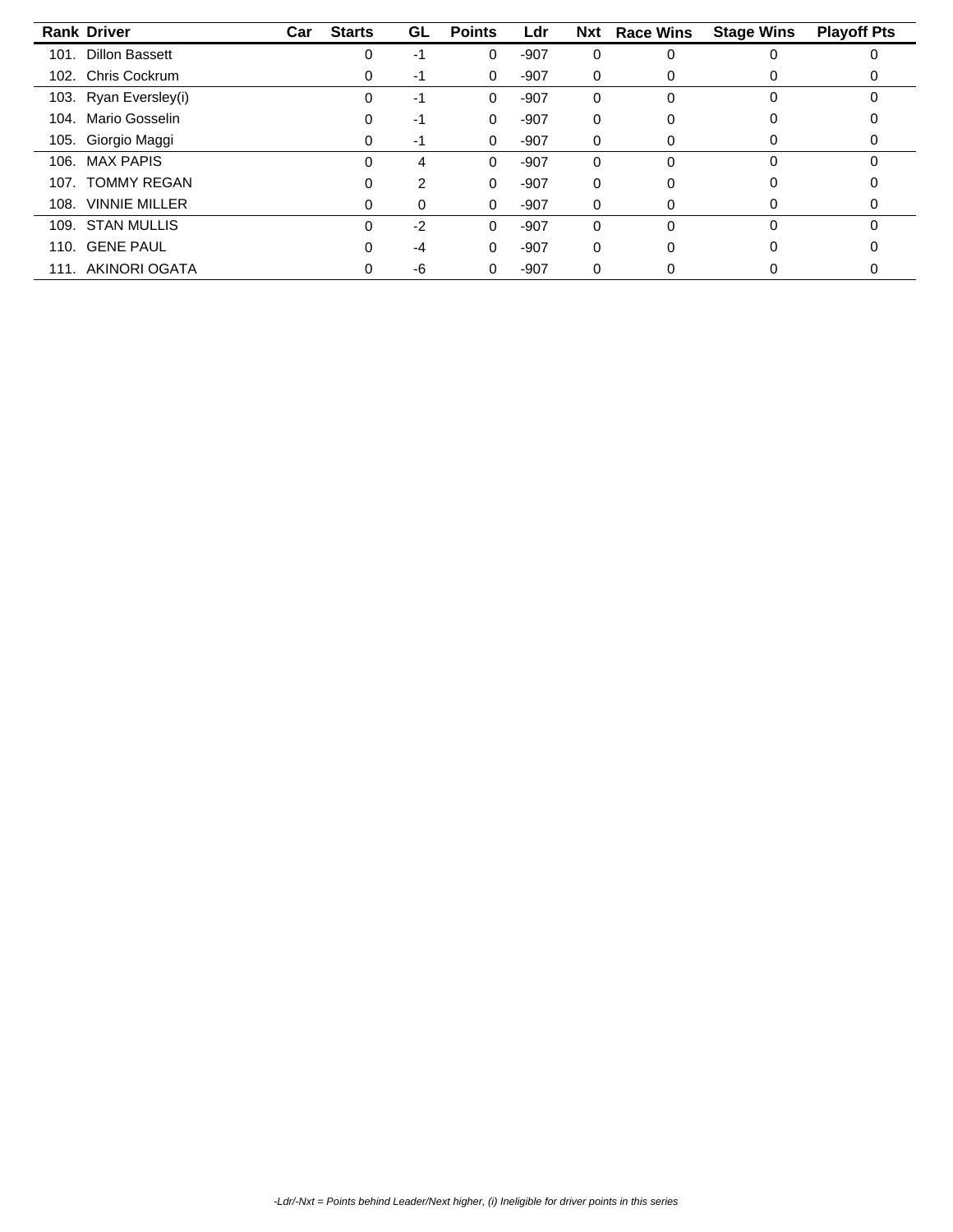| Rank | Driver | Car | Starts | GL | Points | Ldr | Nxt | Race Wins | Stage Wins | Playoff Pts |
|---|---|---|---|---|---|---|---|---|---|---|
| 101. | Dillon Bassett | | 0 | -1 | 0 | -907 | 0 | 0 | 0 | 0 |
| 102. | Chris Cockrum | | 0 | -1 | 0 | -907 | 0 | 0 | 0 | 0 |
| 103. | Ryan Eversley(i) | | 0 | -1 | 0 | -907 | 0 | 0 | 0 | 0 |
| 104. | Mario Gosselin | | 0 | -1 | 0 | -907 | 0 | 0 | 0 | 0 |
| 105. | Giorgio Maggi | | 0 | -1 | 0 | -907 | 0 | 0 | 0 | 0 |
| 106. | MAX PAPIS | | 0 | 4 | 0 | -907 | 0 | 0 | 0 | 0 |
| 107. | TOMMY REGAN | | 0 | 2 | 0 | -907 | 0 | 0 | 0 | 0 |
| 108. | VINNIE MILLER | | 0 | 0 | 0 | -907 | 0 | 0 | 0 | 0 |
| 109. | STAN MULLIS | | 0 | -2 | 0 | -907 | 0 | 0 | 0 | 0 |
| 110. | GENE PAUL | | 0 | -4 | 0 | -907 | 0 | 0 | 0 | 0 |
| 111. | AKINORI OGATA | | 0 | -6 | 0 | -907 | 0 | 0 | 0 | 0 |

*-Ldr/-Nxt = Points behind Leader/Next higher, (i) Ineligible for driver points in this series*